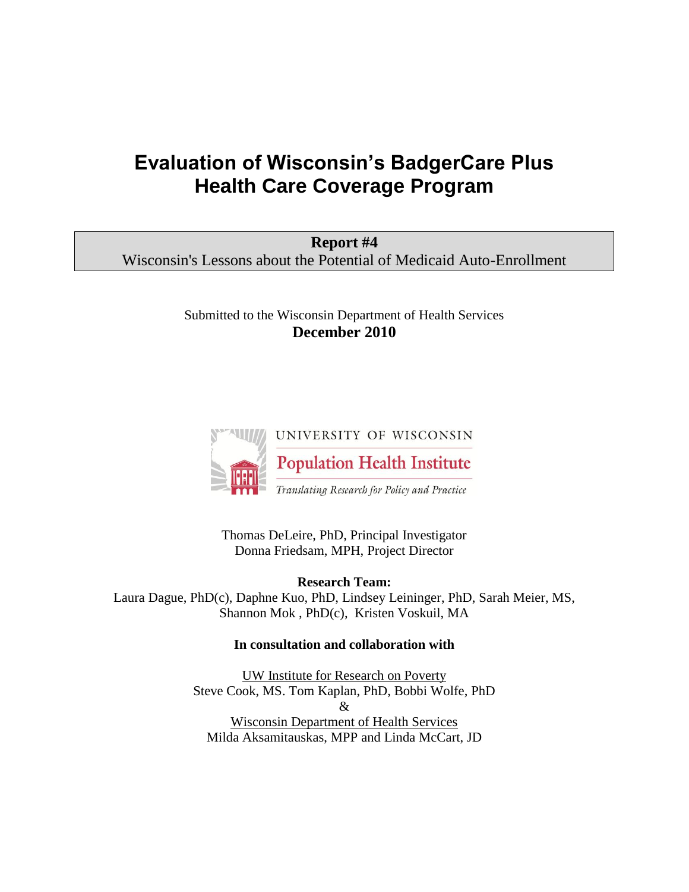# Evaluation of Wisconsin's BadgerCare Plus Health Care Coverage Program

**Report #4**

Wisconsin's Lessons about the Potential of Medicaid Auto-Enrollment

Submitted to the Wisconsin Department of Health Services

**December 2010**

UNIVERSITY OF WISCONSIN

Population Health Institute

*Translating Research for Policy and Practice*

Thomas DeLeire, PhD, Principal Investigator
Donna Friedsam, MPH, Project Director

**Research Team:**

Laura Dague, PhD(c), Daphne Kuo, PhD, Lindsey Leininger, PhD, Sarah Meier, MS, Shannon Mok , PhD(c), Kristen Voskuil, MA

**In consultation and collaboration with**

UW Institute for Research on Poverty
Steve Cook, MS. Tom Kaplan, PhD, Bobbi Wolfe, PhD
&
Wisconsin Department of Health Services
Milda Aksamitauskas, MPP and Linda McCart, JD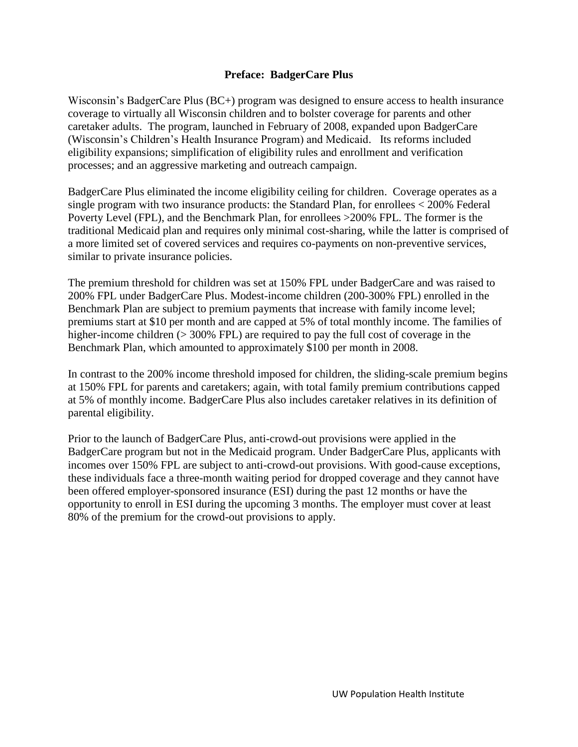## Preface: BadgerCare Plus

Wisconsin's BadgerCare Plus (BC+) program was designed to ensure access to health insurance coverage to virtually all Wisconsin children and to bolster coverage for parents and other caretaker adults. The program, launched in February of 2008, expanded upon BadgerCare (Wisconsin's Children's Health Insurance Program) and Medicaid. Its reforms included eligibility expansions; simplification of eligibility rules and enrollment and verification processes; and an aggressive marketing and outreach campaign.

BadgerCare Plus eliminated the income eligibility ceiling for children. Coverage operates as a single program with two insurance products: the Standard Plan, for enrollees < 200% Federal Poverty Level (FPL), and the Benchmark Plan, for enrollees >200% FPL. The former is the traditional Medicaid plan and requires only minimal cost-sharing, while the latter is comprised of a more limited set of covered services and requires co-payments on non-preventive services, similar to private insurance policies.

The premium threshold for children was set at 150% FPL under BadgerCare and was raised to 200% FPL under BadgerCare Plus. Modest-income children (200-300% FPL) enrolled in the Benchmark Plan are subject to premium payments that increase with family income level; premiums start at $10 per month and are capped at 5% of total monthly income. The families of higher-income children (> 300% FPL) are required to pay the full cost of coverage in the Benchmark Plan, which amounted to approximately $100 per month in 2008.

In contrast to the 200% income threshold imposed for children, the sliding-scale premium begins at 150% FPL for parents and caretakers; again, with total family premium contributions capped at 5% of monthly income. BadgerCare Plus also includes caretaker relatives in its definition of parental eligibility.

Prior to the launch of BadgerCare Plus, anti-crowd-out provisions were applied in the BadgerCare program but not in the Medicaid program. Under BadgerCare Plus, applicants with incomes over 150% FPL are subject to anti-crowd-out provisions. With good-cause exceptions, these individuals face a three-month waiting period for dropped coverage and they cannot have been offered employer-sponsored insurance (ESI) during the past 12 months or have the opportunity to enroll in ESI during the upcoming 3 months. The employer must cover at least 80% of the premium for the crowd-out provisions to apply.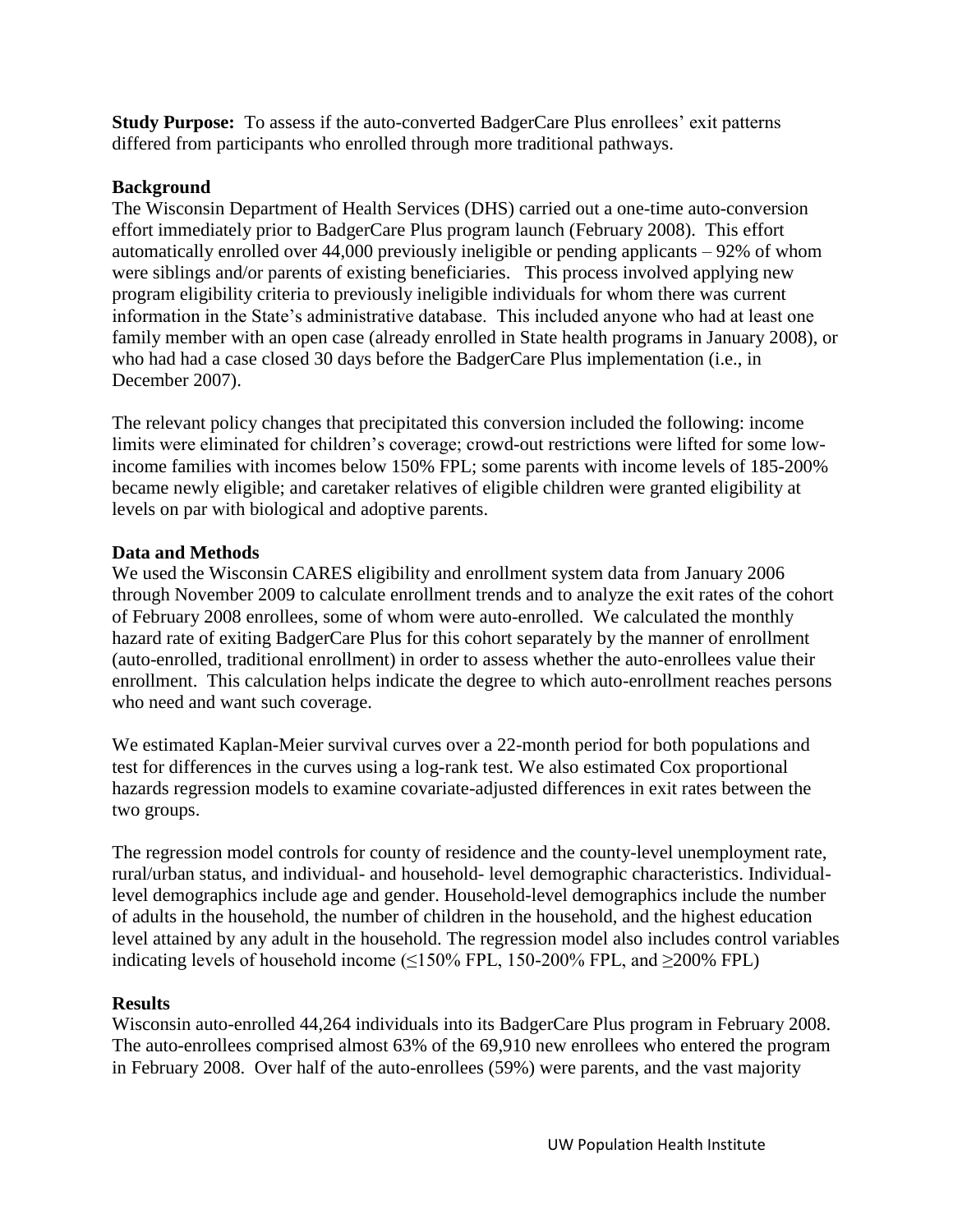**Study Purpose:** To assess if the auto-converted BadgerCare Plus enrollees' exit patterns differed from participants who enrolled through more traditional pathways.

## Background

The Wisconsin Department of Health Services (DHS) carried out a one-time auto-conversion effort immediately prior to BadgerCare Plus program launch (February 2008). This effort automatically enrolled over 44,000 previously ineligible or pending applicants – 92% of whom were siblings and/or parents of existing beneficiaries. This process involved applying new program eligibility criteria to previously ineligible individuals for whom there was current information in the State's administrative database. This included anyone who had at least one family member with an open case (already enrolled in State health programs in January 2008), or who had had a case closed 30 days before the BadgerCare Plus implementation (i.e., in December 2007).

The relevant policy changes that precipitated this conversion included the following: income limits were eliminated for children's coverage; crowd-out restrictions were lifted for some low-income families with incomes below 150% FPL; some parents with income levels of 185-200% became newly eligible; and caretaker relatives of eligible children were granted eligibility at levels on par with biological and adoptive parents.

## Data and Methods

We used the Wisconsin CARES eligibility and enrollment system data from January 2006 through November 2009 to calculate enrollment trends and to analyze the exit rates of the cohort of February 2008 enrollees, some of whom were auto-enrolled. We calculated the monthly hazard rate of exiting BadgerCare Plus for this cohort separately by the manner of enrollment (auto-enrolled, traditional enrollment) in order to assess whether the auto-enrollees value their enrollment. This calculation helps indicate the degree to which auto-enrollment reaches persons who need and want such coverage.

We estimated Kaplan-Meier survival curves over a 22-month period for both populations and test for differences in the curves using a log-rank test. We also estimated Cox proportional hazards regression models to examine covariate-adjusted differences in exit rates between the two groups.

The regression model controls for county of residence and the county-level unemployment rate, rural/urban status, and individual- and household- level demographic characteristics. Individual-level demographics include age and gender. Household-level demographics include the number of adults in the household, the number of children in the household, and the highest education level attained by any adult in the household. The regression model also includes control variables indicating levels of household income (≤150% FPL, 150-200% FPL, and ≥200% FPL)

## Results

Wisconsin auto-enrolled 44,264 individuals into its BadgerCare Plus program in February 2008. The auto-enrollees comprised almost 63% of the 69,910 new enrollees who entered the program in February 2008. Over half of the auto-enrollees (59%) were parents, and the vast majority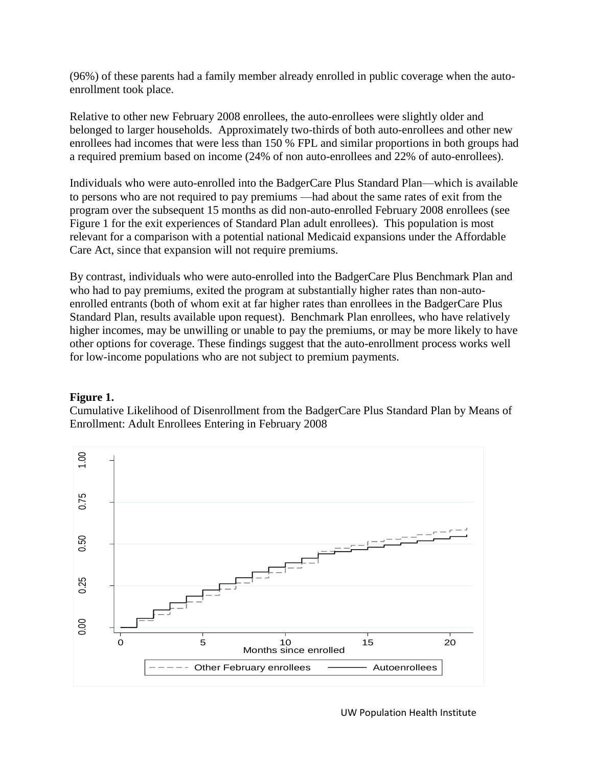(96%) of these parents had a family member already enrolled in public coverage when the auto-enrollment took place.

Relative to other new February 2008 enrollees, the auto-enrollees were slightly older and belonged to larger households. Approximately two-thirds of both auto-enrollees and other new enrollees had incomes that were less than 150 % FPL and similar proportions in both groups had a required premium based on income (24% of non auto-enrollees and 22% of auto-enrollees).

Individuals who were auto-enrolled into the BadgerCare Plus Standard Plan—which is available to persons who are not required to pay premiums —had about the same rates of exit from the program over the subsequent 15 months as did non-auto-enrolled February 2008 enrollees (see Figure 1 for the exit experiences of Standard Plan adult enrollees). This population is most relevant for a comparison with a potential national Medicaid expansions under the Affordable Care Act, since that expansion will not require premiums.

By contrast, individuals who were auto-enrolled into the BadgerCare Plus Benchmark Plan and who had to pay premiums, exited the program at substantially higher rates than non-auto-enrolled entrants (both of whom exit at far higher rates than enrollees in the BadgerCare Plus Standard Plan, results available upon request). Benchmark Plan enrollees, who have relatively higher incomes, may be unwilling or unable to pay the premiums, or may be more likely to have other options for coverage. These findings suggest that the auto-enrollment process works well for low-income populations who are not subject to premium payments.

**Figure 1.**
Cumulative Likelihood of Disenrollment from the BadgerCare Plus Standard Plan by Means of Enrollment: Adult Enrollees Entering in February 2008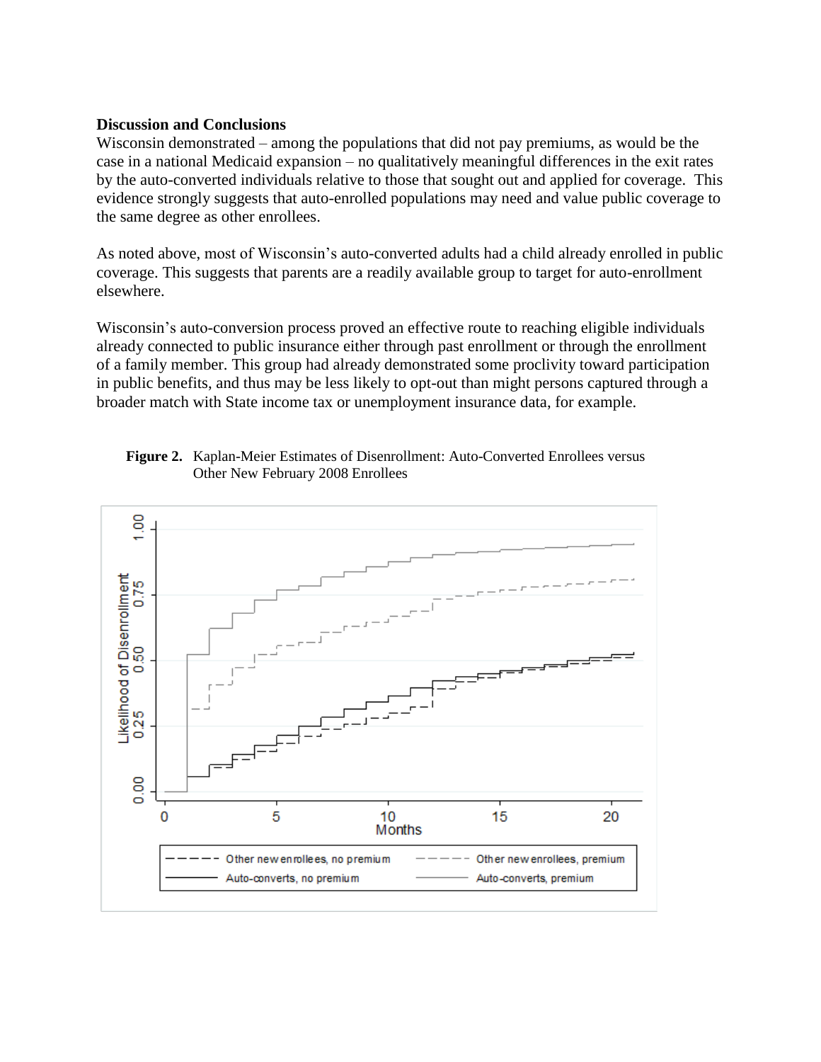**Discussion and Conclusions**

Wisconsin demonstrated – among the populations that did not pay premiums, as would be the case in a national Medicaid expansion – no qualitatively meaningful differences in the exit rates by the auto-converted individuals relative to those that sought out and applied for coverage. This evidence strongly suggests that auto-enrolled populations may need and value public coverage to the same degree as other enrollees.

As noted above, most of Wisconsin's auto-converted adults had a child already enrolled in public coverage. This suggests that parents are a readily available group to target for auto-enrollment elsewhere.

Wisconsin's auto-conversion process proved an effective route to reaching eligible individuals already connected to public insurance either through past enrollment or through the enrollment of a family member. This group had already demonstrated some proclivity toward participation in public benefits, and thus may be less likely to opt-out than might persons captured through a broader match with State income tax or unemployment insurance data, for example.

**Figure 2.** Kaplan-Meier Estimates of Disenrollment: Auto-Converted Enrollees versus Other New February 2008 Enrollees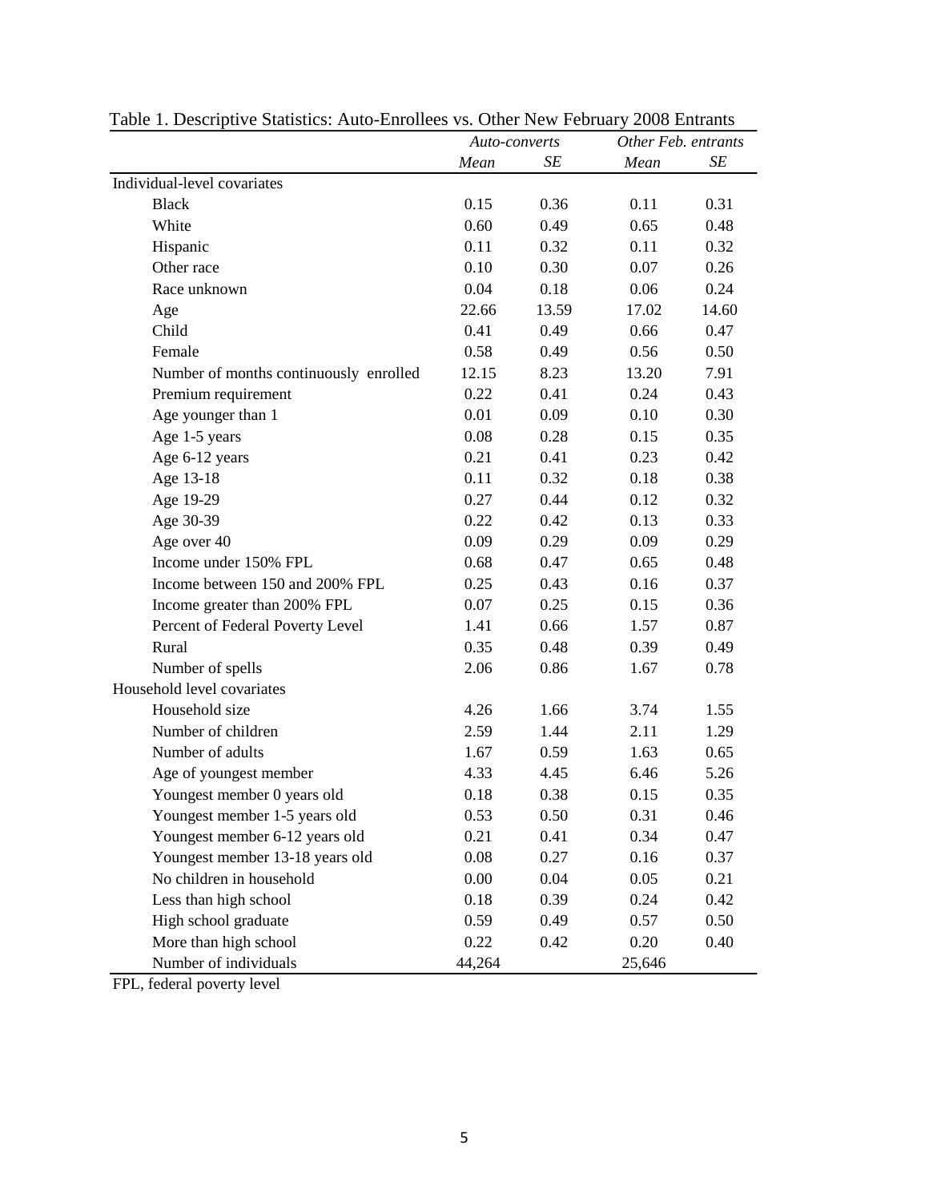Table 1. Descriptive Statistics: Auto-Enrollees vs. Other New February 2008 Entrants

| | *Auto-converts* | | *Other Feb. entrants* | |
|---|---|---|---|---|
| | *Mean* | *SE* | *Mean* | *SE* |
| Individual-level covariates | | | | |
| Black | 0.15 | 0.36 | 0.11 | 0.31 |
| White | 0.60 | 0.49 | 0.65 | 0.48 |
| Hispanic | 0.11 | 0.32 | 0.11 | 0.32 |
| Other race | 0.10 | 0.30 | 0.07 | 0.26 |
| Race unknown | 0.04 | 0.18 | 0.06 | 0.24 |
| Age | 22.66 | 13.59 | 17.02 | 14.60 |
| Child | 0.41 | 0.49 | 0.66 | 0.47 |
| Female | 0.58 | 0.49 | 0.56 | 0.50 |
| Number of months continuously enrolled | 12.15 | 8.23 | 13.20 | 7.91 |
| Premium requirement | 0.22 | 0.41 | 0.24 | 0.43 |
| Age younger than 1 | 0.01 | 0.09 | 0.10 | 0.30 |
| Age 1-5 years | 0.08 | 0.28 | 0.15 | 0.35 |
| Age 6-12 years | 0.21 | 0.41 | 0.23 | 0.42 |
| Age 13-18 | 0.11 | 0.32 | 0.18 | 0.38 |
| Age 19-29 | 0.27 | 0.44 | 0.12 | 0.32 |
| Age 30-39 | 0.22 | 0.42 | 0.13 | 0.33 |
| Age over 40 | 0.09 | 0.29 | 0.09 | 0.29 |
| Income under 150% FPL | 0.68 | 0.47 | 0.65 | 0.48 |
| Income between 150 and 200% FPL | 0.25 | 0.43 | 0.16 | 0.37 |
| Income greater than 200% FPL | 0.07 | 0.25 | 0.15 | 0.36 |
| Percent of Federal Poverty Level | 1.41 | 0.66 | 1.57 | 0.87 |
| Rural | 0.35 | 0.48 | 0.39 | 0.49 |
| Number of spells | 2.06 | 0.86 | 1.67 | 0.78 |
| Household level covariates | | | | |
| Household size | 4.26 | 1.66 | 3.74 | 1.55 |
| Number of children | 2.59 | 1.44 | 2.11 | 1.29 |
| Number of adults | 1.67 | 0.59 | 1.63 | 0.65 |
| Age of youngest member | 4.33 | 4.45 | 6.46 | 5.26 |
| Youngest member 0 years old | 0.18 | 0.38 | 0.15 | 0.35 |
| Youngest member 1-5 years old | 0.53 | 0.50 | 0.31 | 0.46 |
| Youngest member 6-12 years old | 0.21 | 0.41 | 0.34 | 0.47 |
| Youngest member 13-18 years old | 0.08 | 0.27 | 0.16 | 0.37 |
| No children in household | 0.00 | 0.04 | 0.05 | 0.21 |
| Less than high school | 0.18 | 0.39 | 0.24 | 0.42 |
| High school graduate | 0.59 | 0.49 | 0.57 | 0.50 |
| More than high school | 0.22 | 0.42 | 0.20 | 0.40 |
| Number of individuals | 44,264 | | 25,646 | |

FPL, federal poverty level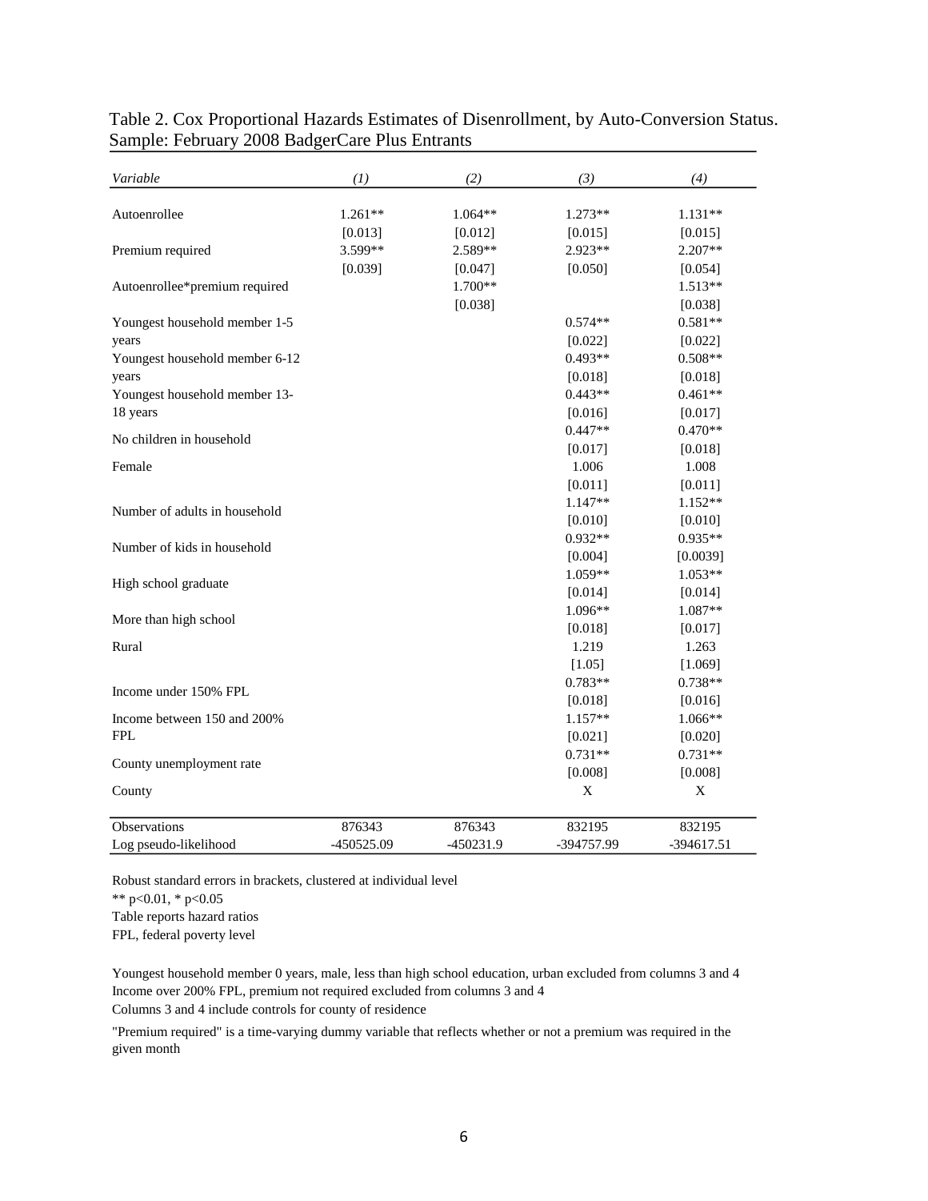Table 2. Cox Proportional Hazards Estimates of Disenrollment, by Auto-Conversion Status. Sample: February 2008 BadgerCare Plus Entrants

| *Variable* | *(1)* | *(2)* | *(3)* | *(4)* |
|---|---|---|---|---|
| Autoenrollee | 1.261** | 1.064** | 1.273** | 1.131** |
| | [0.013] | [0.012] | [0.015] | [0.015] |
| Premium required | 3.599** | 2.589** | 2.923** | 2.207** |
| | [0.039] | [0.047] | [0.050] | [0.054] |
| Autoenrollee*premium required | | 1.700** | | 1.513** |
| | | [0.038] | | [0.038] |
| Youngest household member 1-5 years | | | 0.574** | 0.581** |
| | | | [0.022] | [0.022] |
| Youngest household member 6-12 years | | | 0.493** | 0.508** |
| | | | [0.018] | [0.018] |
| Youngest household member 13-18 years | | | 0.443** | 0.461** |
| | | | [0.016] | [0.017] |
| No children in household | | | 0.447** | 0.470** |
| | | | [0.017] | [0.018] |
| Female | | | 1.006 | 1.008 |
| | | | [0.011] | [0.011] |
| Number of adults in household | | | 1.147** | 1.152** |
| | | | [0.010] | [0.010] |
| Number of kids in household | | | 0.932** | 0.935** |
| | | | [0.004] | [0.0039] |
| High school graduate | | | 1.059** | 1.053** |
| | | | [0.014] | [0.014] |
| More than high school | | | 1.096** | 1.087** |
| | | | [0.018] | [0.017] |
| Rural | | | 1.219 | 1.263 |
| | | | [1.05] | [1.069] |
| Income under 150% FPL | | | 0.783** | 0.738** |
| | | | [0.018] | [0.016] |
| Income between 150 and 200% FPL | | | 1.157** | 1.066** |
| | | | [0.021] | [0.020] |
| County unemployment rate | | | 0.731** | 0.731** |
| | | | [0.008] | [0.008] |
| County | | | X | X |
| Observations | 876343 | 876343 | 832195 | 832195 |
| Log pseudo-likelihood | -450525.09 | -450231.9 | -394757.99 | -394617.51 |

Robust standard errors in brackets, clustered at individual level

** p<0.01, * p<0.05

Table reports hazard ratios

FPL, federal poverty level

Youngest household member 0 years, male, less than high school education, urban excluded from columns 3 and 4

Income over 200% FPL, premium not required excluded from columns 3 and 4

Columns 3 and 4 include controls for county of residence

"Premium required" is a time-varying dummy variable that reflects whether or not a premium was required in the given month